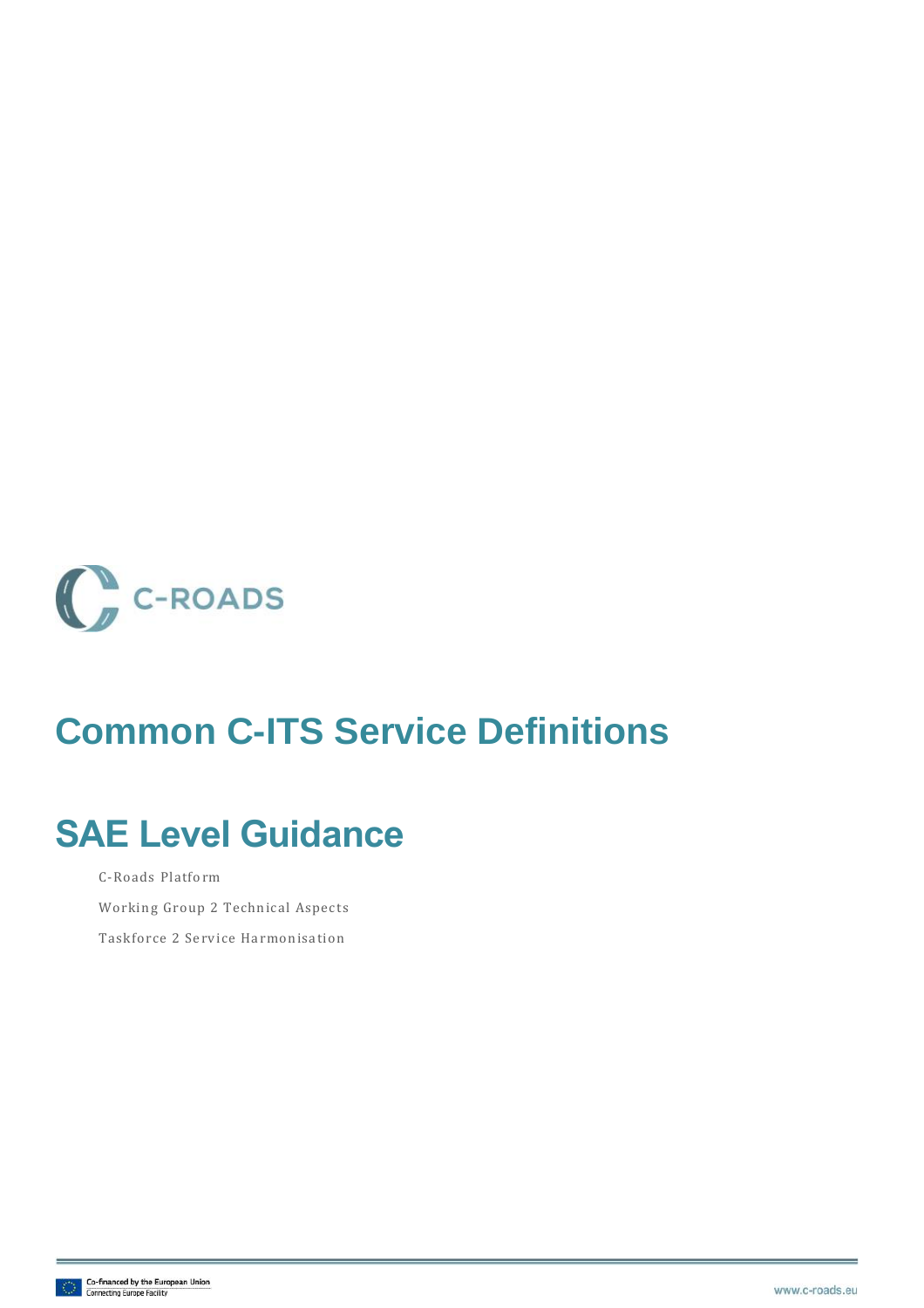C-ROADS

# Common C-ITS Service Definitions

# SAE Level Guidance

C-Roads Platform

Working Group 2 Technical Aspects

Taskforce 2 Service Harmonisation

Co-financed by the European Union
Connecting Europe Facility

www.c-roads.eu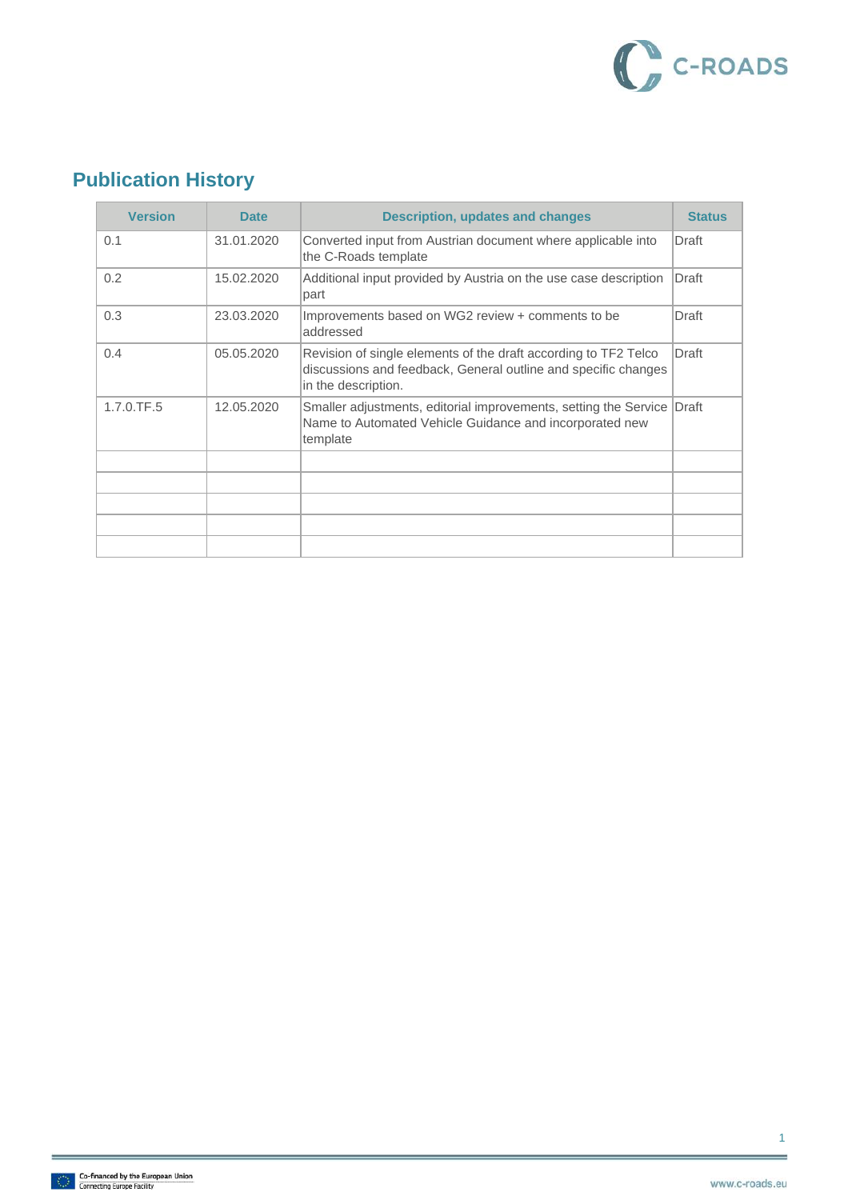## Publication History

| Version | Date | Description, updates and changes | Status |
|---|---|---|---|
| 0.1 | 31.01.2020 | Converted input from Austrian document where applicable into the C-Roads template | Draft |
| 0.2 | 15.02.2020 | Additional input provided by Austria on the use case description part | Draft |
| 0.3 | 23.03.2020 | Improvements based on WG2 review + comments to be addressed | Draft |
| 0.4 | 05.05.2020 | Revision of single elements of the draft according to TF2 Telco discussions and feedback, General outline and specific changes in the description. | Draft |
| 1.7.0.TF.5 | 12.05.2020 | Smaller adjustments, editorial improvements, setting the Service Name to Automated Vehicle Guidance and incorporated new template | Draft |
| | | | |
| | | | |
| | | | |
| | | | |
| | | | |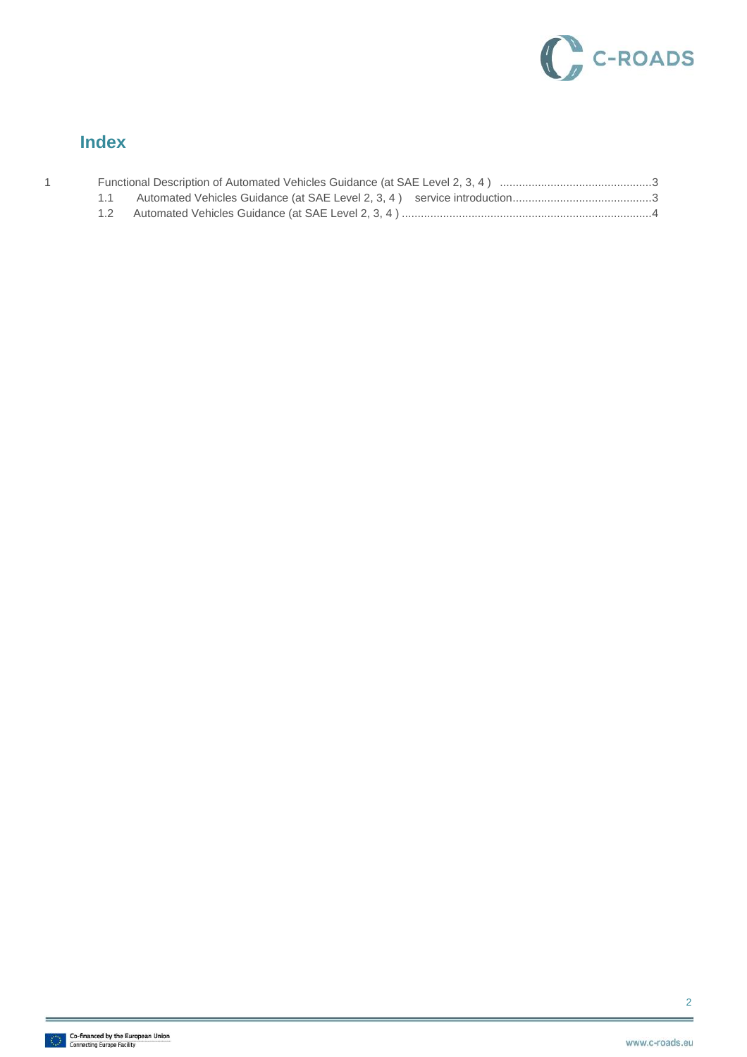## Index

1 Functional Description of Automated Vehicles Guidance (at SAE Level 2, 3, 4 ) ................................................3

- 1.1 Automated Vehicles Guidance (at SAE Level 2, 3, 4 ) service introduction............................................3
- 1.2 Automated Vehicles Guidance (at SAE Level 2, 3, 4 ) ..............................................................................4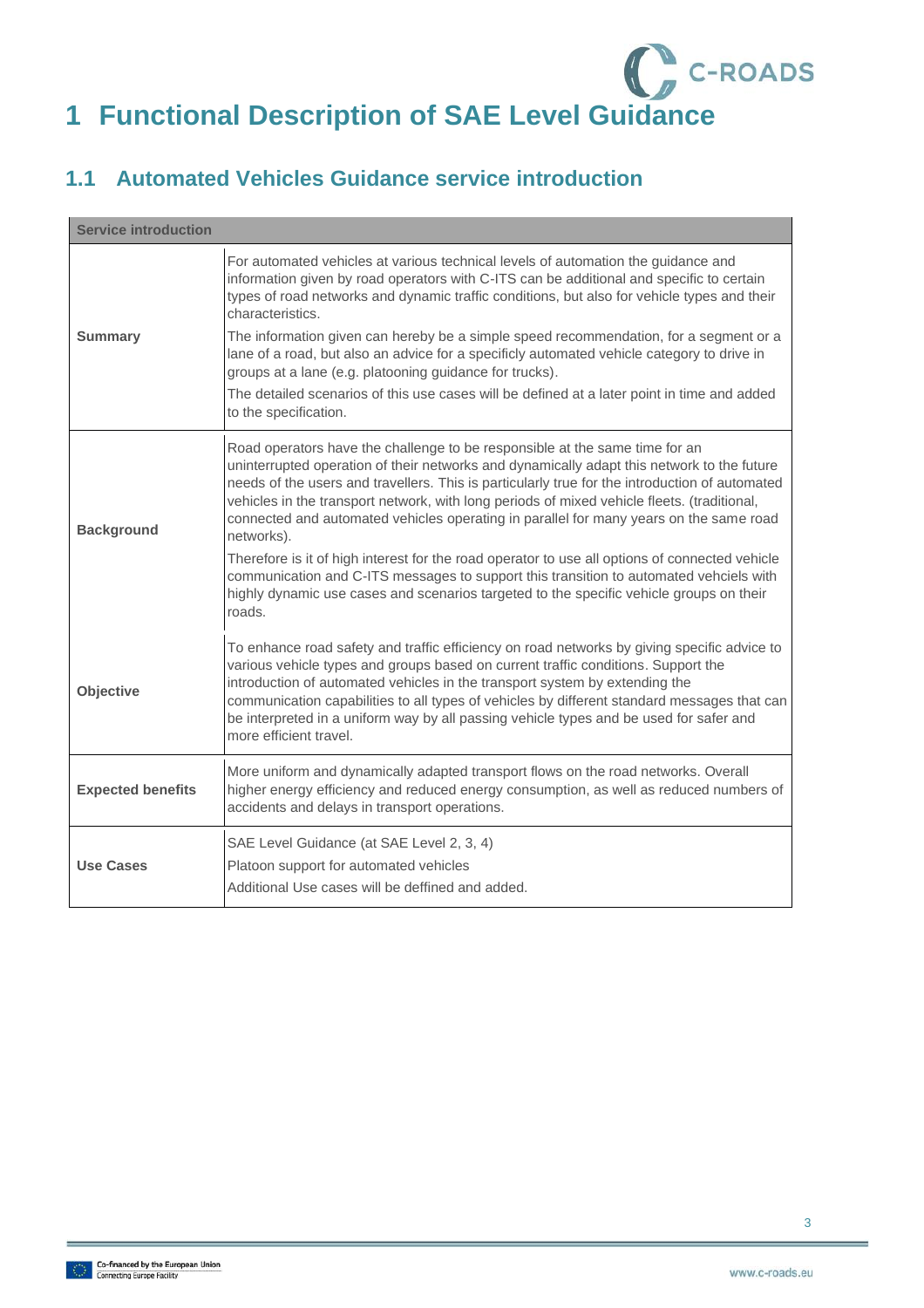# 1 Functional Description of SAE Level Guidance

## 1.1 Automated Vehicles Guidance service introduction

| Service introduction | |
|---|---|
| **Summary** | For automated vehicles at various technical levels of automation the guidance and information given by road operators with C-ITS can be additional and specific to certain types of road networks and dynamic traffic conditions, but also for vehicle types and their characteristics.<br><br>The information given can hereby be a simple speed recommendation, for a segment or a lane of a road, but also an advice for a specificly automated vehicle category to drive in groups at a lane (e.g. platooning guidance for trucks).<br><br>The detailed scenarios of this use cases will be defined at a later point in time and added to the specification. |
| **Background** | Road operators have the challenge to be responsible at the same time for an uninterrupted operation of their networks and dynamically adapt this network to the future needs of the users and travellers. This is particularly true for the introduction of automated vehicles in the transport network, with long periods of mixed vehicle fleets. (traditional, connected and automated vehicles operating in parallel for many years on the same road networks).<br><br>Therefore is it of high interest for the road operator to use all options of connected vehicle communication and C-ITS messages to support this transition to automated vehciels with highly dynamic use cases and scenarios targeted to the specific vehicle groups on their roads. |
| **Objective** | To enhance road safety and traffic efficiency on road networks by giving specific advice to various vehicle types and groups based on current traffic conditions. Support the introduction of automated vehicles in the transport system by extending the communication capabilities to all types of vehicles by different standard messages that can be interpreted in a uniform way by all passing vehicle types and be used for safer and more efficient travel. |
| **Expected benefits** | More uniform and dynamically adapted transport flows on the road networks. Overall higher energy efficiency and reduced energy consumption, as well as reduced numbers of accidents and delays in transport operations. |
| **Use Cases** | SAE Level Guidance (at SAE Level 2, 3, 4)<br><br>Platoon support for automated vehicles<br><br>Additional Use cases will be deffined and added. |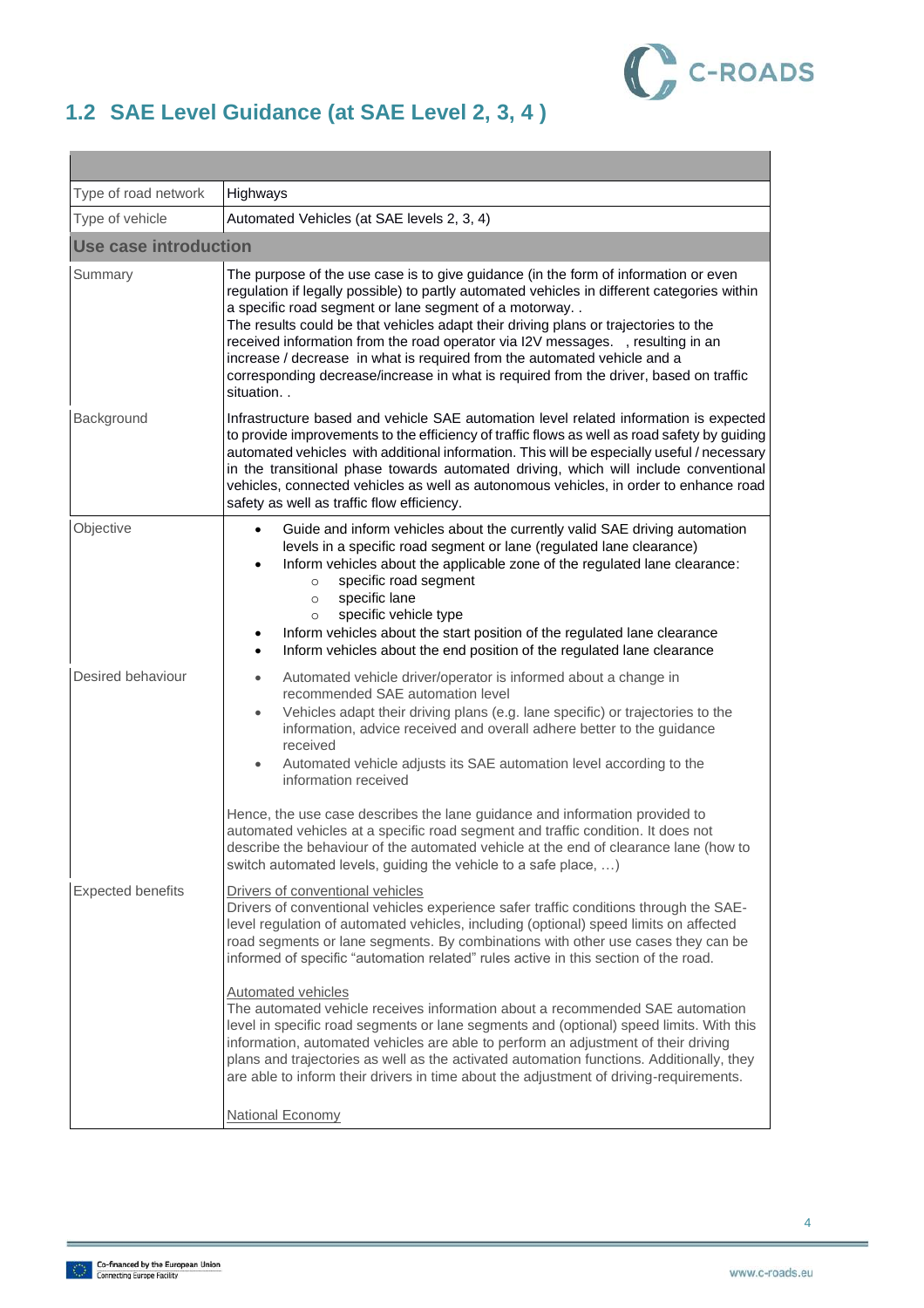## 1.2 SAE Level Guidance (at SAE Level 2, 3, 4 )

| | |
|---|---|
| Type of road network | Highways |
| Type of vehicle | Automated Vehicles (at SAE levels 2, 3, 4) |
| **Use case introduction** | |
| Summary | The purpose of the use case is to give guidance (in the form of information or even regulation if legally possible) to partly automated vehicles in different categories within a specific road segment or lane segment of a motorway. .<br>The results could be that vehicles adapt their driving plans or trajectories to the received information from the road operator via I2V messages. , resulting in an increase / decrease in what is required from the automated vehicle and a corresponding decrease/increase in what is required from the driver, based on traffic situation. . |
| Background | Infrastructure based and vehicle SAE automation level related information is expected to provide improvements to the efficiency of traffic flows as well as road safety by guiding automated vehicles with additional information. This will be especially useful / necessary in the transitional phase towards automated driving, which will include conventional vehicles, connected vehicles as well as autonomous vehicles, in order to enhance road safety as well as traffic flow efficiency. |
| Objective | • Guide and inform vehicles about the currently valid SAE driving automation levels in a specific road segment or lane (regulated lane clearance)<br>• Inform vehicles about the applicable zone of the regulated lane clearance:<br>  ○ specific road segment<br>  ○ specific lane<br>  ○ specific vehicle type<br>• Inform vehicles about the start position of the regulated lane clearance<br>• Inform vehicles about the end position of the regulated lane clearance |
| Desired behaviour | • Automated vehicle driver/operator is informed about a change in recommended SAE automation level<br>• Vehicles adapt their driving plans (e.g. lane specific) or trajectories to the information, advice received and overall adhere better to the guidance received<br>• Automated vehicle adjusts its SAE automation level according to the information received<br><br>Hence, the use case describes the lane guidance and information provided to automated vehicles at a specific road segment and traffic condition. It does not describe the behaviour of the automated vehicle at the end of clearance lane (how to switch automated levels, guiding the vehicle to a safe place, …) |
| Expected benefits | Drivers of conventional vehicles<br>Drivers of conventional vehicles experience safer traffic conditions through the SAE-level regulation of automated vehicles, including (optional) speed limits on affected road segments or lane segments. By combinations with other use cases they can be informed of specific "automation related" rules active in this section of the road.<br><br>Automated vehicles<br>The automated vehicle receives information about a recommended SAE automation level in specific road segments or lane segments and (optional) speed limits. With this information, automated vehicles are able to perform an adjustment of their driving plans and trajectories as well as the activated automation functions. Additionally, they are able to inform their drivers in time about the adjustment of driving-requirements.<br><br>National Economy |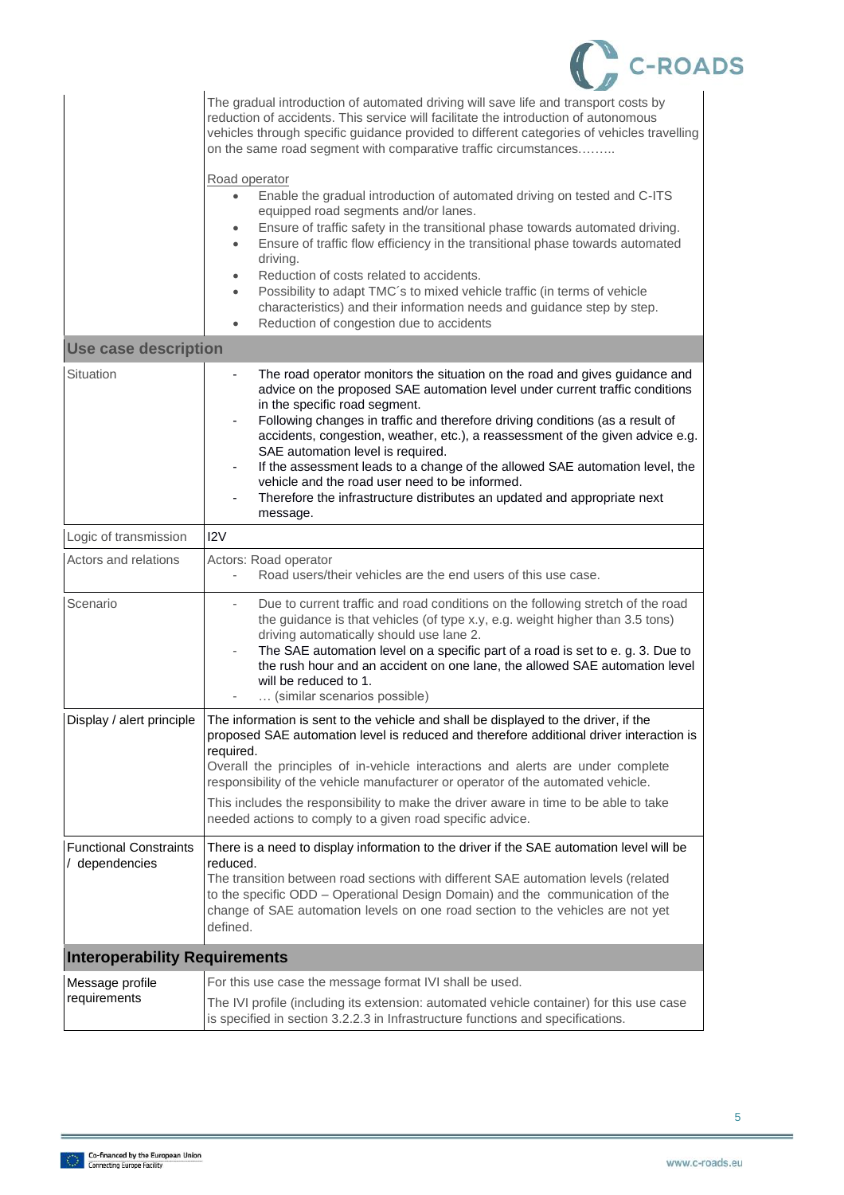| | |
|---|---|
| | The gradual introduction of automated driving will save life and transport costs by reduction of accidents. This service will facilitate the introduction of autonomous vehicles through specific guidance provided to different categories of vehicles travelling on the same road segment with comparative traffic circumstances……...<br><br>Road operator<br>• Enable the gradual introduction of automated driving on tested and C-ITS equipped road segments and/or lanes.<br>• Ensure of traffic safety in the transitional phase towards automated driving.<br>• Ensure of traffic flow efficiency in the transitional phase towards automated driving.<br>• Reduction of costs related to accidents.<br>• Possibility to adapt TMC´s to mixed vehicle traffic (in terms of vehicle characteristics) and their information needs and guidance step by step.<br>• Reduction of congestion due to accidents |
| **Use case description** | |
| Situation | - The road operator monitors the situation on the road and gives guidance and advice on the proposed SAE automation level under current traffic conditions in the specific road segment.<br>- Following changes in traffic and therefore driving conditions (as a result of accidents, congestion, weather, etc.), a reassessment of the given advice e.g. SAE automation level is required.<br>- If the assessment leads to a change of the allowed SAE automation level, the vehicle and the road user need to be informed.<br>- Therefore the infrastructure distributes an updated and appropriate next message. |
| Logic of transmission | I2V |
| Actors and relations | Actors: Road operator<br>- Road users/their vehicles are the end users of this use case. |
| Scenario | - Due to current traffic and road conditions on the following stretch of the road the guidance is that vehicles (of type x.y, e.g. weight higher than 3.5 tons) driving automatically should use lane 2.<br>- The SAE automation level on a specific part of a road is set to e. g. 3. Due to the rush hour and an accident on one lane, the allowed SAE automation level will be reduced to 1.<br>- … (similar scenarios possible) |
| Display / alert principle | The information is sent to the vehicle and shall be displayed to the driver, if the proposed SAE automation level is reduced and therefore additional driver interaction is required.<br>Overall the principles of in-vehicle interactions and alerts are under complete responsibility of the vehicle manufacturer or operator of the automated vehicle.<br>This includes the responsibility to make the driver aware in time to be able to take needed actions to comply to a given road specific advice. |
| Functional Constraints / dependencies | There is a need to display information to the driver if the SAE automation level will be reduced.<br>The transition between road sections with different SAE automation levels (related to the specific ODD – Operational Design Domain) and the communication of the change of SAE automation levels on one road section to the vehicles are not yet defined. |
| **Interoperability Requirements** | |
| Message profile requirements | For this use case the message format IVI shall be used.<br>The IVI profile (including its extension: automated vehicle container) for this use case is specified in section 3.2.2.3 in Infrastructure functions and specifications. |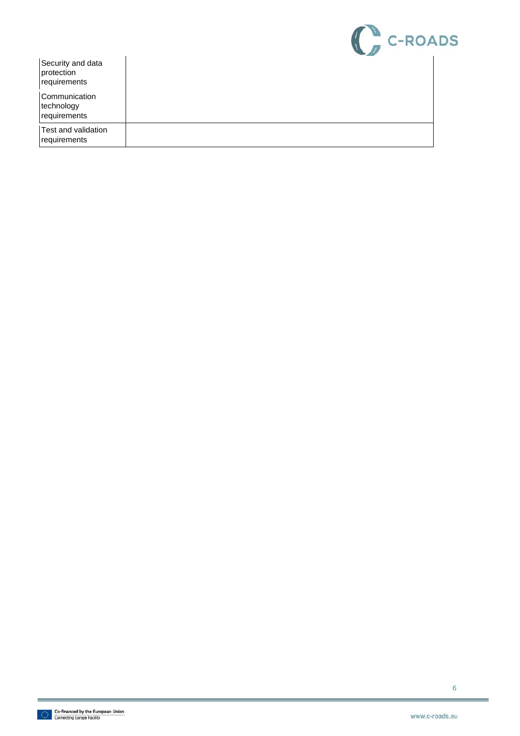| | |
|---|---|
| Security and data protection requirements | |
| Communication technology requirements | |
| Test and validation requirements | |